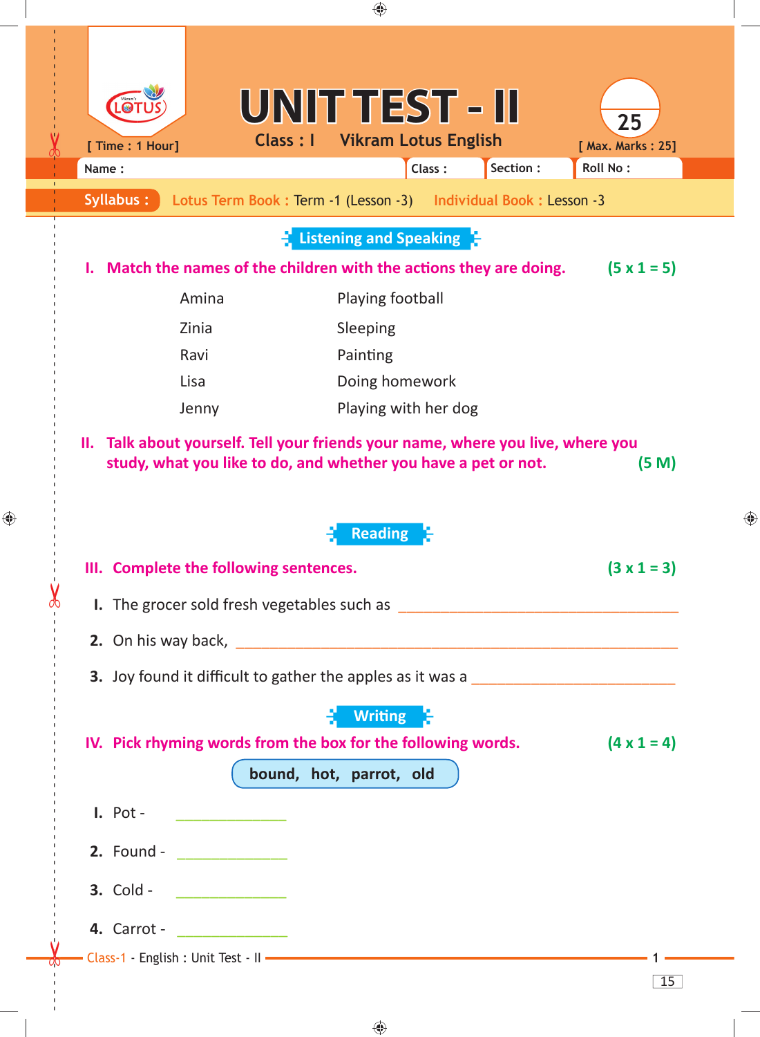# UNIT TEST - II

**Class : I** **Vikram Lotus English**

[ Time : 1 Hour] [ Max. Marks : 25]

Name : Class : Section : Roll No :

**Syllabus :** Lotus Term Book : Term -1 (Lesson -3) Individual Book : Lesson -3

## Listening and Speaking

**I. Match the names of the children with the actions they are doing.** **(5 x 1 = 5)**

| | |
|---|---|
| Amina | Playing football |
| Zinia | Sleeping |
| Ravi | Painting |
| Lisa | Doing homework |
| Jenny | Playing with her dog |

**II. Talk about yourself. Tell your friends your name, where you live, where you study, what you like to do, and whether you have a pet or not.** **(5 M)**

## Reading

**III. Complete the following sentences.** **(3 x 1 = 3)**

1. The grocer sold fresh vegetables such as ___________________________
2. On his way back, ___________________________________________
3. Joy found it difficult to gather the apples as it was a __________________

## Writing

**IV. Pick rhyming words from the box for the following words.** **(4 x 1 = 4)**

**bound, hot, parrot, old**

1. Pot - ____________
2. Found - ____________
3. Cold - ____________
4. Carrot - ____________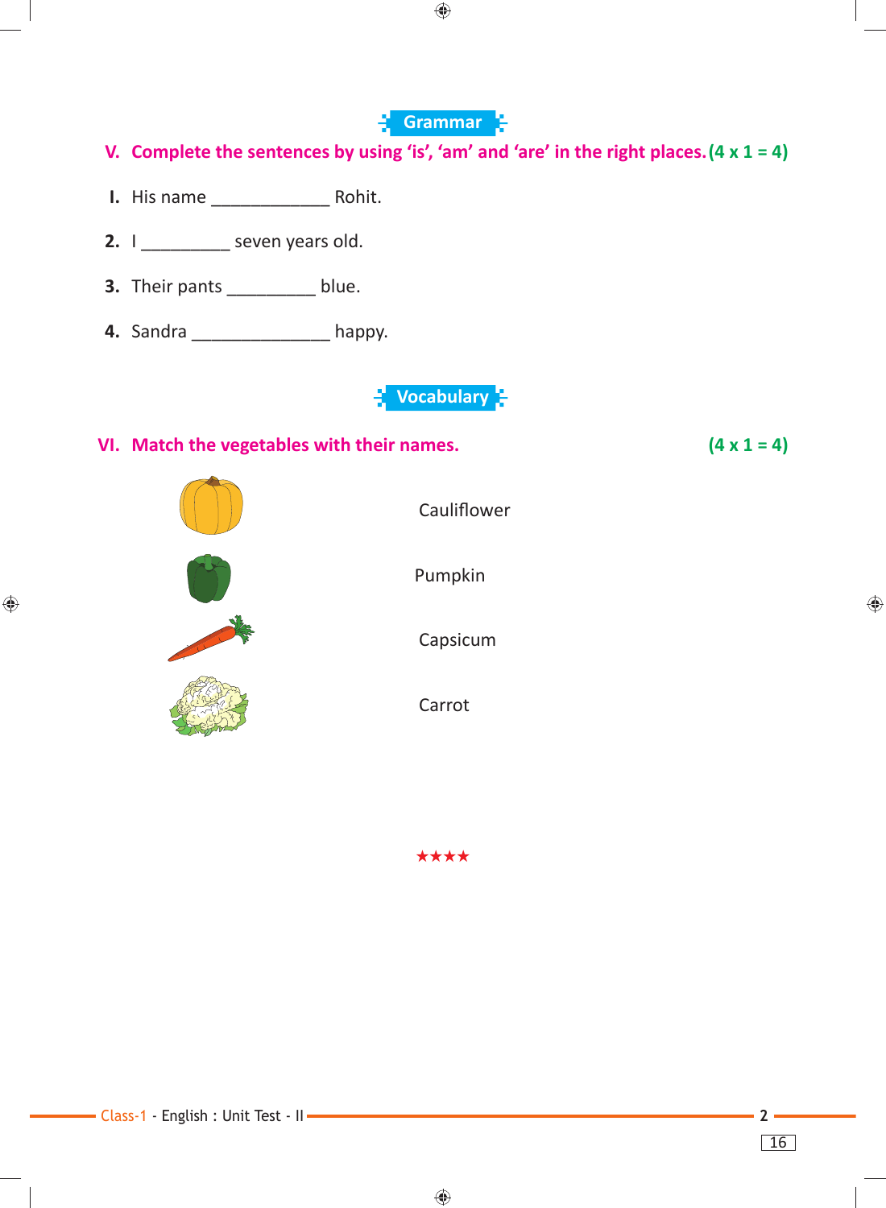## Grammar

**V. Complete the sentences by using 'is', 'am' and 'are' in the right places. (4 x 1 = 4)**

**I.** His name ____________ Rohit.

**2.** I _________ seven years old.

**3.** Their pants _________ blue.

**4.** Sandra ______________ happy.

## Vocabulary

**VI. Match the vegetables with their names. (4 x 1 = 4)**

Cauliflower

Pumpkin

Capsicum

Carrot

★★★★